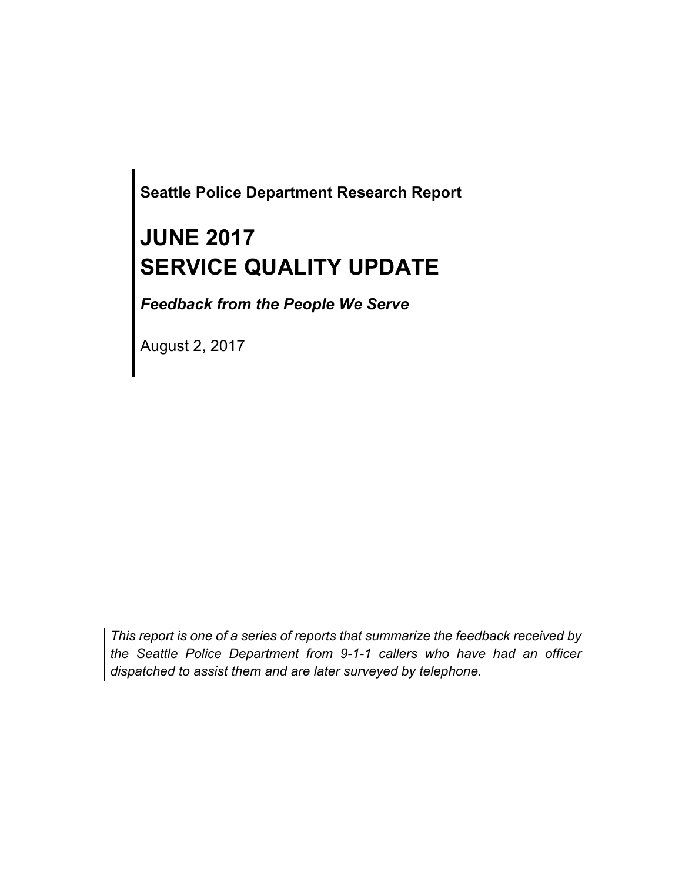**Seattle Police Department Research Report**

# JUNE 2017
# SERVICE QUALITY UPDATE

***Feedback from the People We Serve***

August 2, 2017

*This report is one of a series of reports that summarize the feedback received by the Seattle Police Department from 9-1-1 callers who have had an officer dispatched to assist them and are later surveyed by telephone.*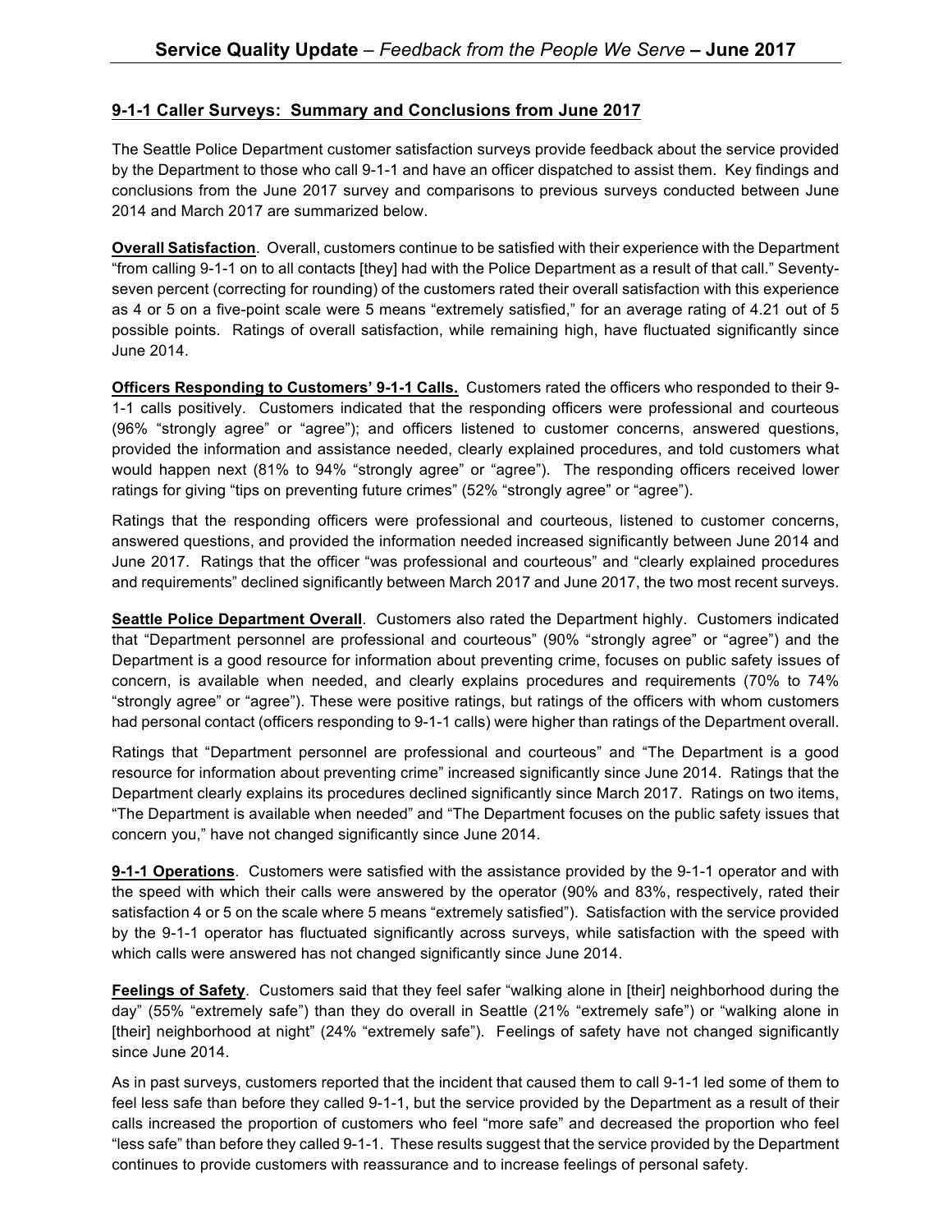## 9-1-1 Caller Surveys: Summary and Conclusions from June 2017

The Seattle Police Department customer satisfaction surveys provide feedback about the service provided by the Department to those who call 9-1-1 and have an officer dispatched to assist them. Key findings and conclusions from the June 2017 survey and comparisons to previous surveys conducted between June 2014 and March 2017 are summarized below.

**Overall Satisfaction**. Overall, customers continue to be satisfied with their experience with the Department "from calling 9-1-1 on to all contacts [they] had with the Police Department as a result of that call." Seventy-seven percent (correcting for rounding) of the customers rated their overall satisfaction with this experience as 4 or 5 on a five-point scale were 5 means "extremely satisfied," for an average rating of 4.21 out of 5 possible points. Ratings of overall satisfaction, while remaining high, have fluctuated significantly since June 2014.

**Officers Responding to Customers' 9-1-1 Calls.** Customers rated the officers who responded to their 9-1-1 calls positively. Customers indicated that the responding officers were professional and courteous (96% "strongly agree" or "agree"); and officers listened to customer concerns, answered questions, provided the information and assistance needed, clearly explained procedures, and told customers what would happen next (81% to 94% "strongly agree" or "agree"). The responding officers received lower ratings for giving "tips on preventing future crimes" (52% "strongly agree" or "agree").

Ratings that the responding officers were professional and courteous, listened to customer concerns, answered questions, and provided the information needed increased significantly between June 2014 and June 2017. Ratings that the officer "was professional and courteous" and "clearly explained procedures and requirements" declined significantly between March 2017 and June 2017, the two most recent surveys.

**Seattle Police Department Overall**. Customers also rated the Department highly. Customers indicated that "Department personnel are professional and courteous" (90% "strongly agree" or "agree") and the Department is a good resource for information about preventing crime, focuses on public safety issues of concern, is available when needed, and clearly explains procedures and requirements (70% to 74% "strongly agree" or "agree"). These were positive ratings, but ratings of the officers with whom customers had personal contact (officers responding to 9-1-1 calls) were higher than ratings of the Department overall.

Ratings that "Department personnel are professional and courteous" and "The Department is a good resource for information about preventing crime" increased significantly since June 2014. Ratings that the Department clearly explains its procedures declined significantly since March 2017. Ratings on two items, "The Department is available when needed" and "The Department focuses on the public safety issues that concern you," have not changed significantly since June 2014.

**9-1-1 Operations**. Customers were satisfied with the assistance provided by the 9-1-1 operator and with the speed with which their calls were answered by the operator (90% and 83%, respectively, rated their satisfaction 4 or 5 on the scale where 5 means "extremely satisfied"). Satisfaction with the service provided by the 9-1-1 operator has fluctuated significantly across surveys, while satisfaction with the speed with which calls were answered has not changed significantly since June 2014.

**Feelings of Safety**. Customers said that they feel safer "walking alone in [their] neighborhood during the day" (55% "extremely safe") than they do overall in Seattle (21% "extremely safe") or "walking alone in [their] neighborhood at night" (24% "extremely safe"). Feelings of safety have not changed significantly since June 2014.

As in past surveys, customers reported that the incident that caused them to call 9-1-1 led some of them to feel less safe than before they called 9-1-1, but the service provided by the Department as a result of their calls increased the proportion of customers who feel "more safe" and decreased the proportion who feel "less safe" than before they called 9-1-1. These results suggest that the service provided by the Department continues to provide customers with reassurance and to increase feelings of personal safety.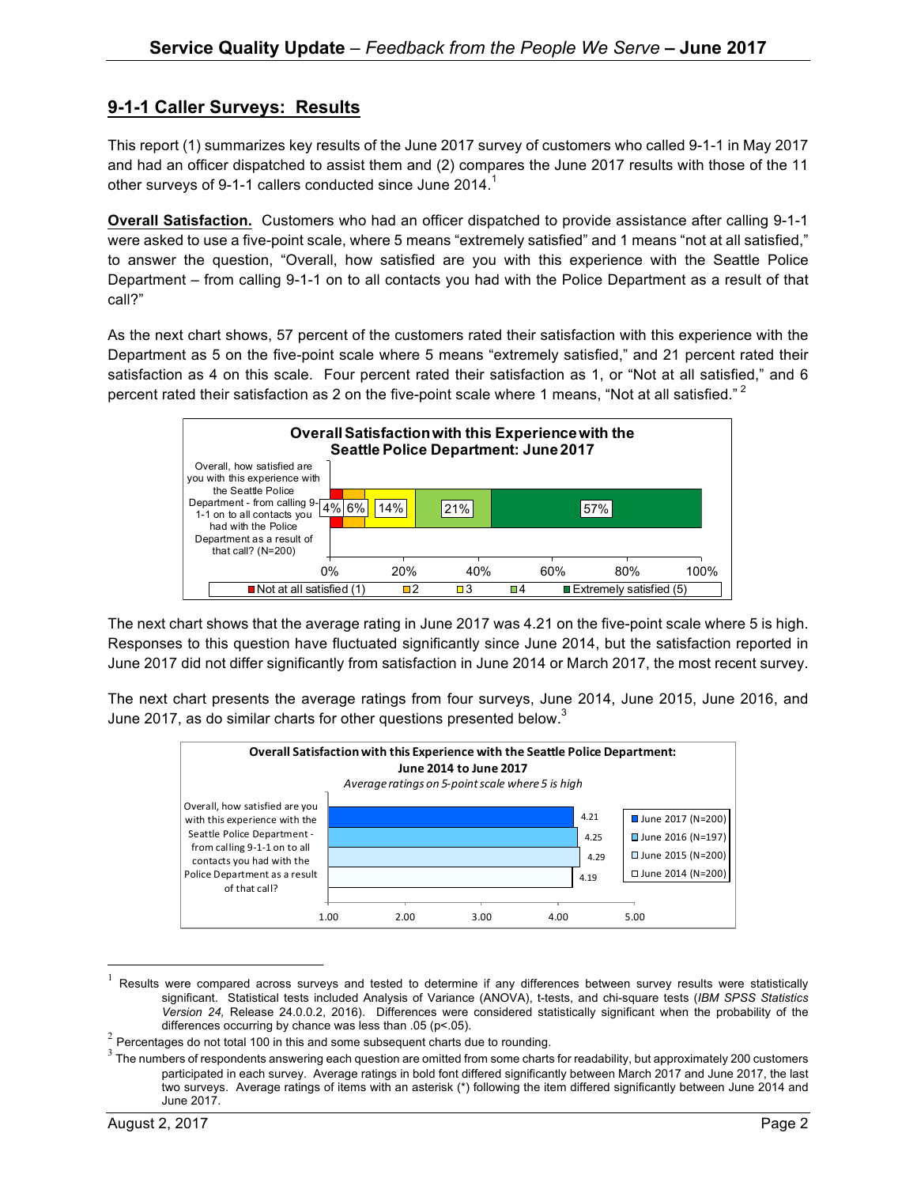## 9-1-1 Caller Surveys: Results

This report (1) summarizes key results of the June 2017 survey of customers who called 9-1-1 in May 2017 and had an officer dispatched to assist them and (2) compares the June 2017 results with those of the 11 other surveys of 9-1-1 callers conducted since June 2014.[1]

**Overall Satisfaction.** Customers who had an officer dispatched to provide assistance after calling 9-1-1 were asked to use a five-point scale, where 5 means "extremely satisfied" and 1 means "not at all satisfied," to answer the question, "Overall, how satisfied are you with this experience with the Seattle Police Department – from calling 9-1-1 on to all contacts you had with the Police Department as a result of that call?"

As the next chart shows, 57 percent of the customers rated their satisfaction with this experience with the Department as 5 on the five-point scale where 5 means "extremely satisfied," and 21 percent rated their satisfaction as 4 on this scale. Four percent rated their satisfaction as 1, or "Not at all satisfied," and 6 percent rated their satisfaction as 2 on the five-point scale where 1 means, "Not at all satisfied."[2]

**Overall Satisfaction with this Experience with the Seattle Police Department: June 2017**

| Question | Not at all satisfied (1) | 2 | 3 | 4 | Extremely satisfied (5) |
|---|---|---|---|---|---|
| Overall, how satisfied are you with this experience with the Seattle Police Department - from calling 9-1-1 on to all contacts you had with the Police Department as a result of that call? (N=200) | 4% | 6% | 14% | 21% | 57% |

The next chart shows that the average rating in June 2017 was 4.21 on the five-point scale where 5 is high. Responses to this question have fluctuated significantly since June 2014, but the satisfaction reported in June 2017 did not differ significantly from satisfaction in June 2014 or March 2017, the most recent survey.

The next chart presents the average ratings from four surveys, June 2014, June 2015, June 2016, and June 2017, as do similar charts for other questions presented below.[3]

**Overall Satisfaction with this Experience with the Seattle Police Department: June 2014 to June 2017**

*Average ratings on 5-point scale where 5 is high*

| Question | June 2017 (N=200) | June 2016 (N=197) | June 2015 (N=200) | June 2014 (N=200) |
|---|---|---|---|---|
| Overall, how satisfied are you with this experience with the Seattle Police Department - from calling 9-1-1 on to all contacts you had with the Police Department as a result of that call? | 4.21 | 4.25 | 4.29 | 4.19 |

---

[1] Results were compared across surveys and tested to determine if any differences between survey results were statistically significant. Statistical tests included Analysis of Variance (ANOVA), t-tests, and chi-square tests (*IBM SPSS Statistics Version 24,* Release 24.0.0.2, 2016). Differences were considered statistically significant when the probability of the differences occurring by chance was less than .05 ($p<.05$).

[2] Percentages do not total 100 in this and some subsequent charts due to rounding.

[3] The numbers of respondents answering each question are omitted from some charts for readability, but approximately 200 customers participated in each survey. Average ratings in bold font differed significantly between March 2017 and June 2017, the last two surveys. Average ratings of items with an asterisk (*) following the item differed significantly between June 2014 and June 2017.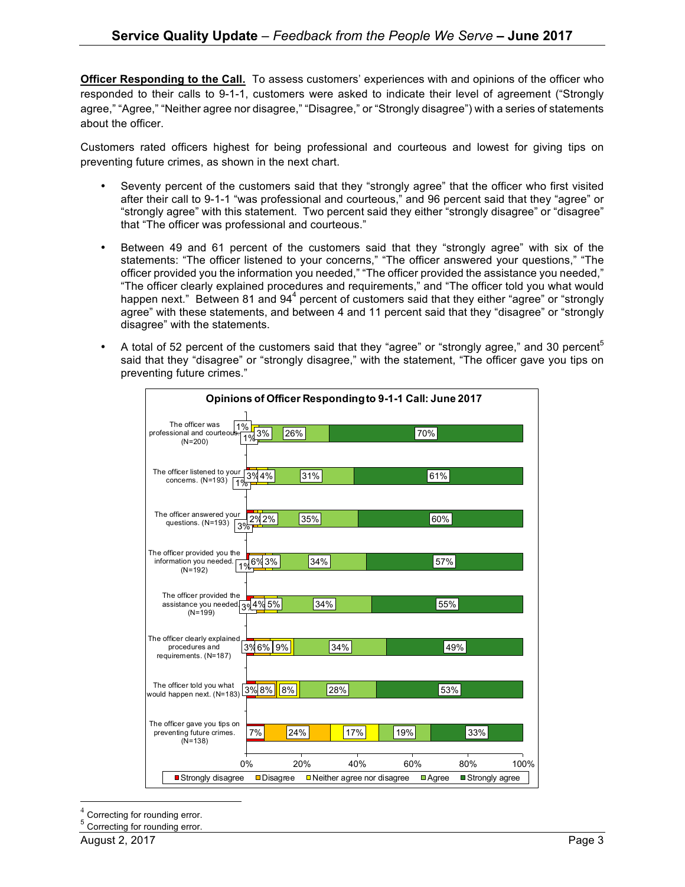**Officer Responding to the Call.** To assess customers' experiences with and opinions of the officer who responded to their calls to 9-1-1, customers were asked to indicate their level of agreement ("Strongly agree," "Agree," "Neither agree nor disagree," "Disagree," or "Strongly disagree") with a series of statements about the officer.

Customers rated officers highest for being professional and courteous and lowest for giving tips on preventing future crimes, as shown in the next chart.

- Seventy percent of the customers said that they "strongly agree" that the officer who first visited after their call to 9-1-1 "was professional and courteous," and 96 percent said that they "agree" or "strongly agree" with this statement. Two percent said they either "strongly disagree" or "disagree" that "The officer was professional and courteous."
- Between 49 and 61 percent of the customers said that they "strongly agree" with six of the statements: "The officer listened to your concerns," "The officer answered your questions," "The officer provided you the information you needed," "The officer provided the assistance you needed," "The officer clearly explained procedures and requirements," and "The officer told you what would happen next." Between 81 and 94[4] percent of customers said that they either "agree" or "strongly agree" with these statements, and between 4 and 11 percent said that they "disagree" or "strongly disagree" with the statements.
- A total of 52 percent of the customers said that they "agree" or "strongly agree," and 30 percent[5] said that they "disagree" or "strongly disagree," with the statement, "The officer gave you tips on preventing future crimes."

**Opinions of Officer Responding to 9-1-1 Call: June 2017**

| Statement | Strongly disagree | Disagree | Neither agree nor disagree | Agree | Strongly agree |
|---|---|---|---|---|---|
| The officer was professional and courteous. (N=200) | 1% | 1% | 3% | 26% | 70% |
| The officer listened to your concerns. (N=193) | 1% | 3% | 4% | 31% | 61% |
| The officer answered your questions. (N=193) | 3% | 2% | 2% | 35% | 60% |
| The officer provided you the information you needed. (N=192) | 1% | 6% | 3% | 34% | 57% |
| The officer provided the assistance you needed. (N=199) | 3% | 4% | 5% | 34% | 55% |
| The officer clearly explained procedures and requirements. (N=187) | 3% | 6% | 9% | 34% | 49% |
| The officer told you what would happen next. (N=183) | 3% | 8% | 8% | 28% | 53% |
| The officer gave you tips on preventing future crimes. (N=138) | 7% | 24% | 17% | 19% | 33% |

---

[4] Correcting for rounding error.

[5] Correcting for rounding error.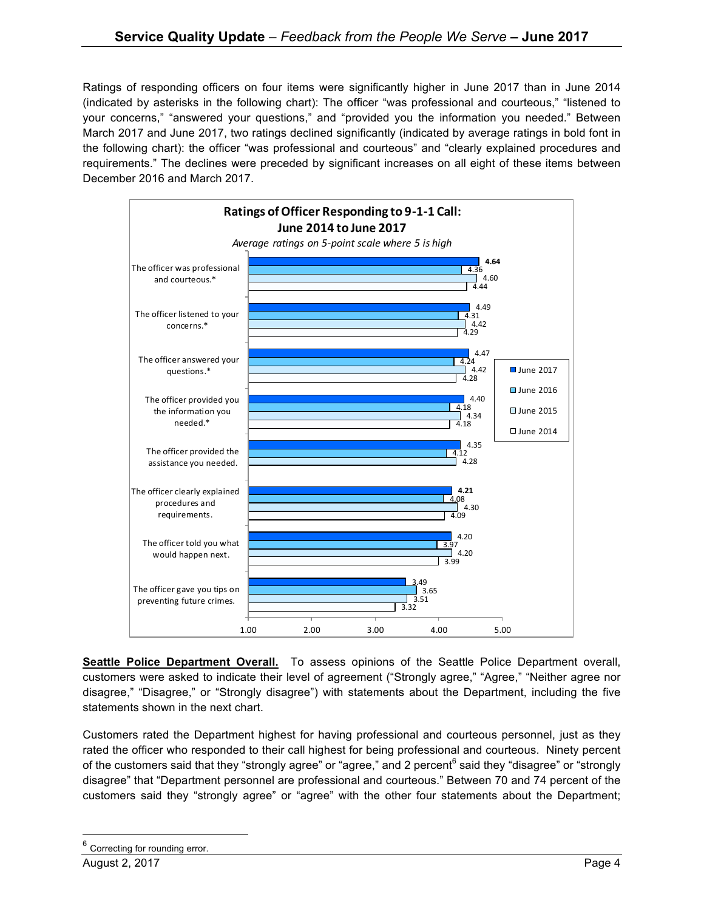Ratings of responding officers on four items were significantly higher in June 2017 than in June 2014 (indicated by asterisks in the following chart): The officer "was professional and courteous," "listened to your concerns," "answered your questions," and "provided you the information you needed." Between March 2017 and June 2017, two ratings declined significantly (indicated by average ratings in bold font in the following chart): the officer "was professional and courteous" and "clearly explained procedures and requirements." The declines were preceded by significant increases on all eight of these items between December 2016 and March 2017.

**Ratings of Officer Responding to 9-1-1 Call: June 2014 to June 2017**

*Average ratings on 5-point scale where 5 is high*

| Item | June 2017 | June 2016 | June 2015 | June 2014 |
|---|---|---|---|---|
| The officer was professional and courteous.* | **4.64** | 4.36 | 4.60 | 4.44 |
| The officer listened to your concerns.* | 4.49 | 4.31 | 4.42 | 4.29 |
| The officer answered your questions.* | 4.47 | 4.24 | 4.42 | 4.28 |
| The officer provided you the information you needed.* | 4.40 | 4.18 | 4.34 | 4.18 |
| The officer provided the assistance you needed. | 4.35 | 4.12 | 4.28 | |
| The officer clearly explained procedures and requirements. | **4.21** | 4.08 | 4.30 | 4.09 |
| The officer told you what would happen next. | 4.20 | 3.97 | 4.20 | 3.99 |
| The officer gave you tips on preventing future crimes. | 3.49 | 3.65 | 3.51 | 3.32 |

**Seattle Police Department Overall.** To assess opinions of the Seattle Police Department overall, customers were asked to indicate their level of agreement ("Strongly agree," "Agree," "Neither agree nor disagree," "Disagree," or "Strongly disagree") with statements about the Department, including the five statements shown in the next chart.

Customers rated the Department highest for having professional and courteous personnel, just as they rated the officer who responded to their call highest for being professional and courteous. Ninety percent of the customers said that they "strongly agree" or "agree," and 2 percent[6] said they "disagree" or "strongly disagree" that "Department personnel are professional and courteous." Between 70 and 74 percent of the customers said they "strongly agree" or "agree" with the other four statements about the Department;

[6] Correcting for rounding error.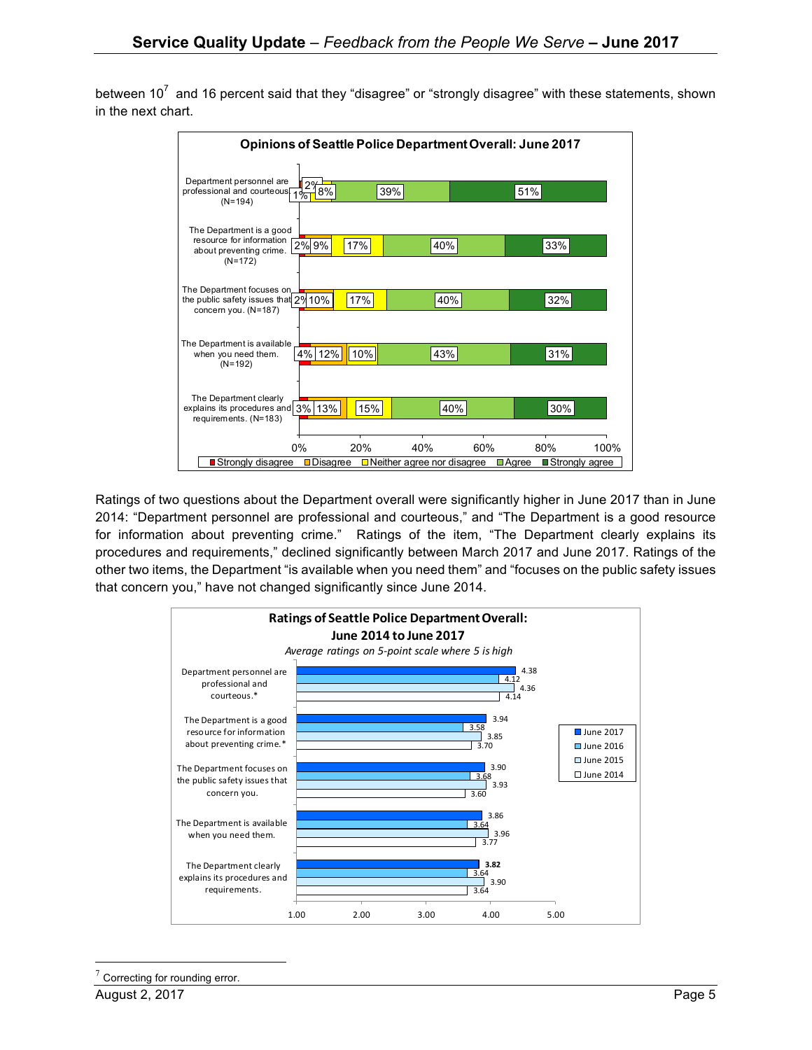between 10[7] and 16 percent said that they "disagree" or "strongly disagree" with these statements, shown in the next chart.

**Opinions of Seattle Police Department Overall: June 2017**

| Statement | Strongly disagree | Disagree | Neither agree nor disagree | Agree | Strongly agree |
|---|---|---|---|---|---|
| Department personnel are professional and courteous (N=194) | 1% | 2% | 8% | 39% | 51% |
| The Department is a good resource for information about preventing crime. (N=172) | 2% | 9% | 17% | 40% | 33% |
| The Department focuses on the public safety issues that concern you. (N=187) | 2% | 10% | 17% | 40% | 32% |
| The Department is available when you need them. (N=192) | 4% | 12% | 10% | 43% | 31% |
| The Department clearly explains its procedures and requirements. (N=183) | 3% | 13% | 15% | 40% | 30% |

Ratings of two questions about the Department overall were significantly higher in June 2017 than in June 2014: "Department personnel are professional and courteous," and "The Department is a good resource for information about preventing crime." Ratings of the item, "The Department clearly explains its procedures and requirements," declined significantly between March 2017 and June 2017. Ratings of the other two items, the Department "is available when you need them" and "focuses on the public safety issues that concern you," have not changed significantly since June 2014.

**Ratings of Seattle Police Department Overall: June 2014 to June 2017**

*Average ratings on 5-point scale where 5 is high*

| Statement | June 2017 | June 2016 | June 2015 | June 2014 |
|---|---|---|---|---|
| Department personnel are professional and courteous.* | 4.38 | 4.12 | 4.36 | 4.14 |
| The Department is a good resource for information about preventing crime.* | 3.94 | 3.58 | 3.85 | 3.70 |
| The Department focuses on the public safety issues that concern you. | 3.90 | 3.68 | 3.93 | 3.60 |
| The Department is available when you need them. | 3.86 | 3.64 | 3.96 | 3.77 |
| The Department clearly explains its procedures and requirements. | **3.82** | 3.64 | 3.90 | 3.64 |

[7] Correcting for rounding error.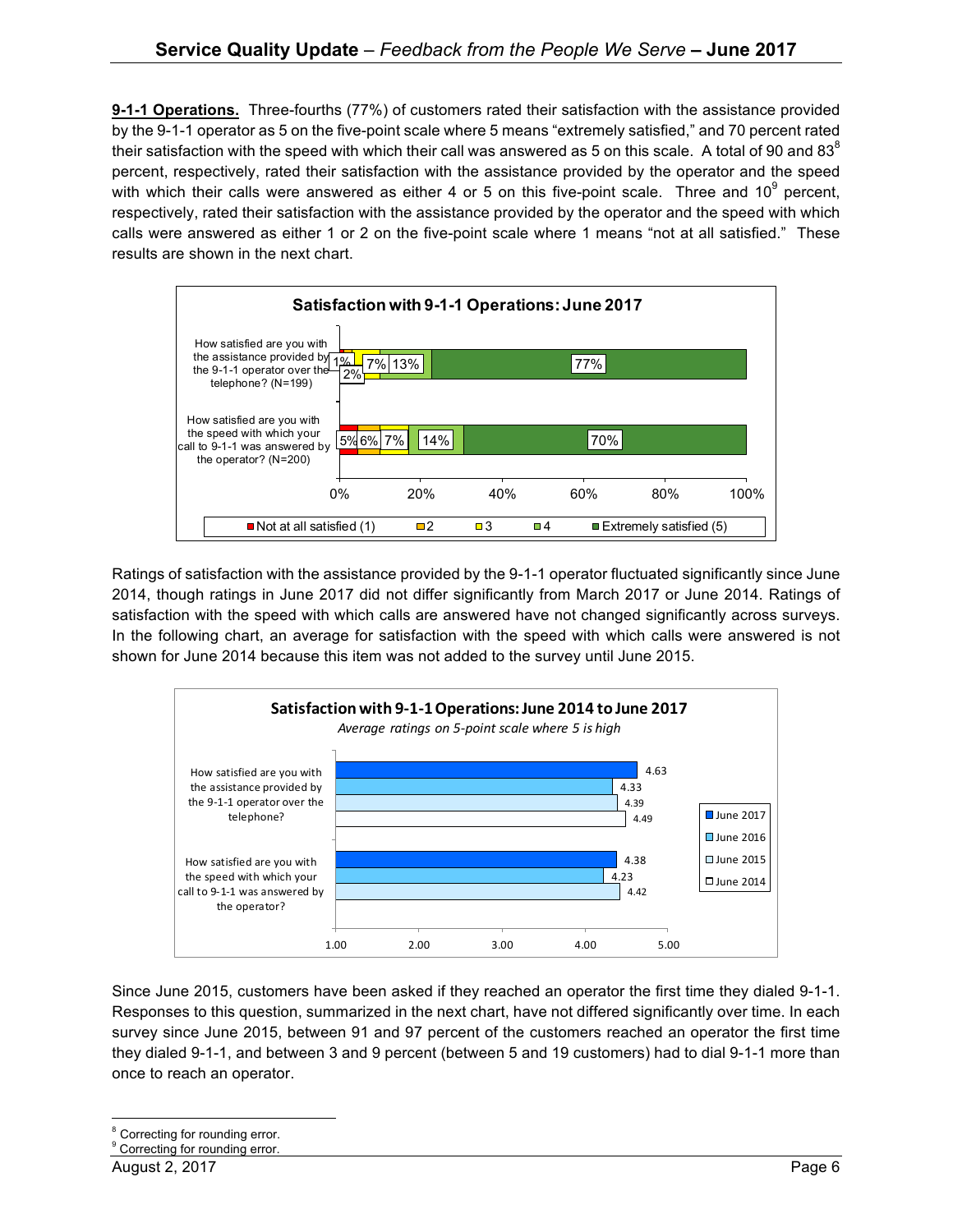**9-1-1 Operations.** Three-fourths (77%) of customers rated their satisfaction with the assistance provided by the 9-1-1 operator as 5 on the five-point scale where 5 means "extremely satisfied," and 70 percent rated their satisfaction with the speed with which their call was answered as 5 on this scale. A total of 90 and 83[8] percent, respectively, rated their satisfaction with the assistance provided by the operator and the speed with which their calls were answered as either 4 or 5 on this five-point scale. Three and 10[9] percent, respectively, rated their satisfaction with the assistance provided by the operator and the speed with which calls were answered as either 1 or 2 on the five-point scale where 1 means "not at all satisfied." These results are shown in the next chart.

**Satisfaction with 9-1-1 Operations: June 2017**

| | Not at all satisfied (1) | 2 | 3 | 4 | Extremely satisfied (5) |
|---|---|---|---|---|---|
| How satisfied are you with the assistance provided by the 9-1-1 operator over the telephone? (N=199) | 1% | 2% | 7% | 13% | 77% |
| How satisfied are you with the speed with which your call to 9-1-1 was answered by the operator? (N=200) | 5% | 6% | 7% | 14% | 70% |

Ratings of satisfaction with the assistance provided by the 9-1-1 operator fluctuated significantly since June 2014, though ratings in June 2017 did not differ significantly from March 2017 or June 2014. Ratings of satisfaction with the speed with which calls are answered have not changed significantly across surveys. In the following chart, an average for satisfaction with the speed with which calls were answered is not shown for June 2014 because this item was not added to the survey until June 2015.

**Satisfaction with 9-1-1 Operations: June 2014 to June 2017**

*Average ratings on 5-point scale where 5 is high*

| | June 2017 | June 2016 | June 2015 | June 2014 |
|---|---|---|---|---|
| How satisfied are you with the assistance provided by the 9-1-1 operator over the telephone? | 4.63 | 4.33 | 4.39 | 4.49 |
| How satisfied are you with the speed with which your call to 9-1-1 was answered by the operator? | 4.38 | 4.23 | 4.42 | |

Since June 2015, customers have been asked if they reached an operator the first time they dialed 9-1-1. Responses to this question, summarized in the next chart, have not differed significantly over time. In each survey since June 2015, between 91 and 97 percent of the customers reached an operator the first time they dialed 9-1-1, and between 3 and 9 percent (between 5 and 19 customers) had to dial 9-1-1 more than once to reach an operator.

---

[8] Correcting for rounding error.

[9] Correcting for rounding error.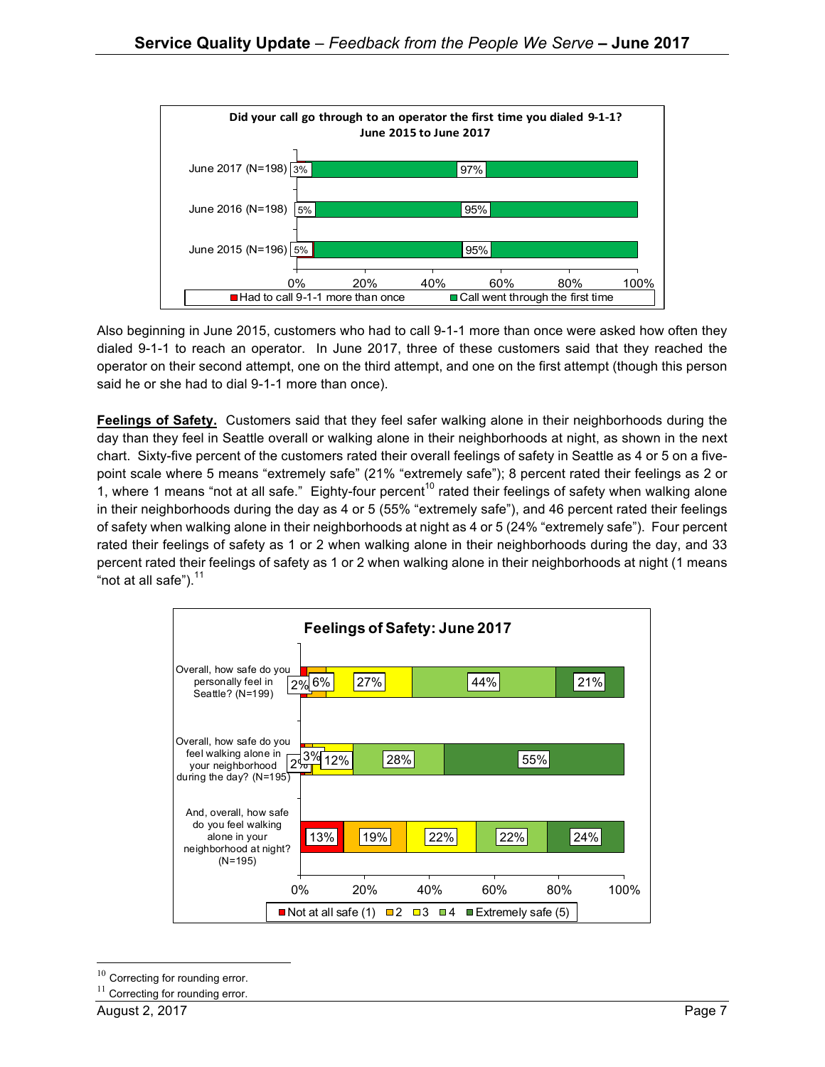**Did your call go through to an operator the first time you dialed 9-1-1? June 2015 to June 2017**

| | Had to call 9-1-1 more than once | Call went through the first time |
|---|---|---|
| June 2017 (N=198) | 3% | 97% |
| June 2016 (N=198) | 5% | 95% |
| June 2015 (N=196) | 5% | 95% |

Also beginning in June 2015, customers who had to call 9-1-1 more than once were asked how often they dialed 9-1-1 to reach an operator. In June 2017, three of these customers said that they reached the operator on their second attempt, one on the third attempt, and one on the first attempt (though this person said he or she had to dial 9-1-1 more than once).

**Feelings of Safety.** Customers said that they feel safer walking alone in their neighborhoods during the day than they feel in Seattle overall or walking alone in their neighborhoods at night, as shown in the next chart. Sixty-five percent of the customers rated their overall feelings of safety in Seattle as 4 or 5 on a five-point scale where 5 means "extremely safe" (21% "extremely safe"); 8 percent rated their feelings as 2 or 1, where 1 means "not at all safe." Eighty-four percent[10] rated their feelings of safety when walking alone in their neighborhoods during the day as 4 or 5 (55% "extremely safe"), and 46 percent rated their feelings of safety when walking alone in their neighborhoods at night as 4 or 5 (24% "extremely safe"). Four percent rated their feelings of safety as 1 or 2 when walking alone in their neighborhoods during the day, and 33 percent rated their feelings of safety as 1 or 2 when walking alone in their neighborhoods at night (1 means "not at all safe").[11]

**Feelings of Safety: June 2017**

| | Not at all safe (1) | 2 | 3 | 4 | Extremely safe (5) |
|---|---|---|---|---|---|
| Overall, how safe do you personally feel in Seattle? (N=199) | 2% | 6% | 27% | 44% | 21% |
| Overall, how safe do you feel walking alone in your neighborhood during the day? (N=195) | 2% | 3% | 12% | 28% | 55% |
| And, overall, how safe do you feel walking alone in your neighborhood at night? (N=195) | 13% | 19% | 22% | 22% | 24% |

[10] Correcting for rounding error.

[11] Correcting for rounding error.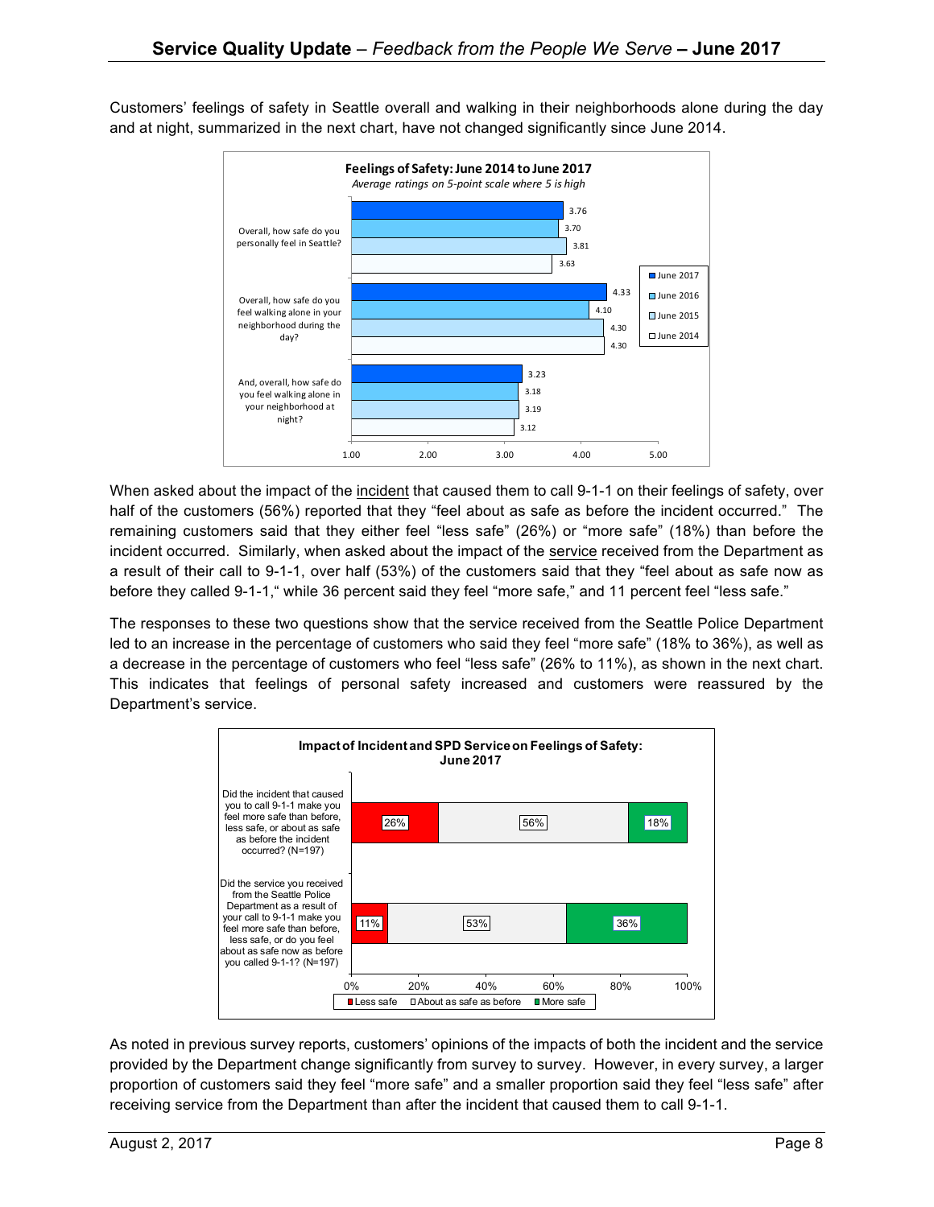Customers' feelings of safety in Seattle overall and walking in their neighborhoods alone during the day and at night, summarized in the next chart, have not changed significantly since June 2014.

**Feelings of Safety: June 2014 to June 2017**
*Average ratings on 5-point scale where 5 is high*

| Question | June 2017 | June 2016 | June 2015 | June 2014 |
|---|---|---|---|---|
| Overall, how safe do you personally feel in Seattle? | 3.76 | 3.70 | 3.81 | 3.63 |
| Overall, how safe do you feel walking alone in your neighborhood during the day? | 4.33 | 4.10 | 4.30 | 4.30 |
| And, overall, how safe do you feel walking alone in your neighborhood at night? | 3.23 | 3.18 | 3.19 | 3.12 |

When asked about the impact of the incident that caused them to call 9-1-1 on their feelings of safety, over half of the customers (56%) reported that they "feel about as safe as before the incident occurred." The remaining customers said that they either feel "less safe" (26%) or "more safe" (18%) than before the incident occurred. Similarly, when asked about the impact of the service received from the Department as a result of their call to 9-1-1, over half (53%) of the customers said that they "feel about as safe now as before they called 9-1-1," while 36 percent said they feel "more safe," and 11 percent feel "less safe."

The responses to these two questions show that the service received from the Seattle Police Department led to an increase in the percentage of customers who said they feel "more safe" (18% to 36%), as well as a decrease in the percentage of customers who feel "less safe" (26% to 11%), as shown in the next chart. This indicates that feelings of personal safety increased and customers were reassured by the Department's service.

**Impact of Incident and SPD Service on Feelings of Safety: June 2017**

| Question | Less safe | About as safe as before | More safe |
|---|---|---|---|
| Did the incident that caused you to call 9-1-1 make you feel more safe than before, less safe, or about as safe as before the incident occurred? (N=197) | 26% | 56% | 18% |
| Did the service you received from the Seattle Police Department as a result of your call to 9-1-1 make you feel more safe than before, less safe, or do you feel about as safe now as before you called 9-1-1? (N=197) | 11% | 53% | 36% |

As noted in previous survey reports, customers' opinions of the impacts of both the incident and the service provided by the Department change significantly from survey to survey. However, in every survey, a larger proportion of customers said they feel "more safe" and a smaller proportion said they feel "less safe" after receiving service from the Department than after the incident that caused them to call 9-1-1.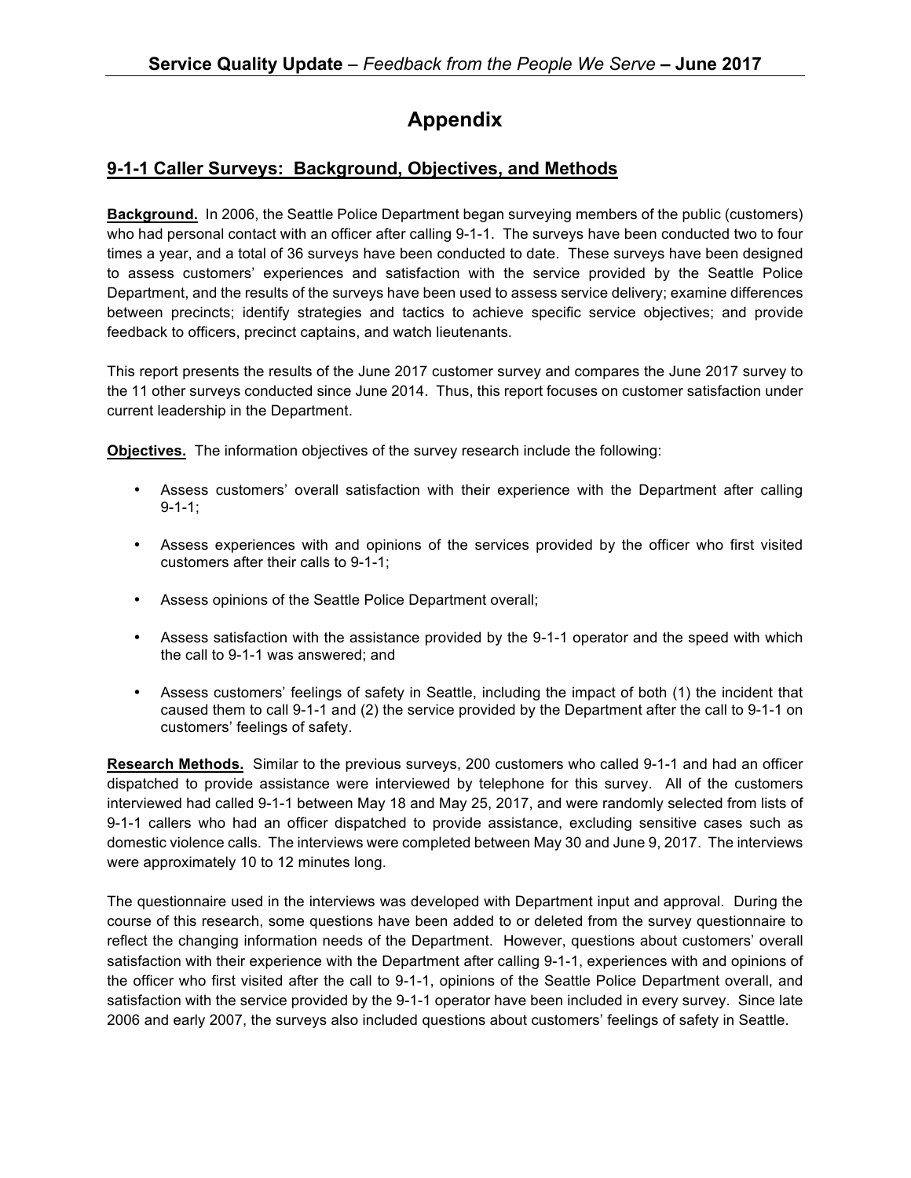# Appendix

## 9-1-1 Caller Surveys: Background, Objectives, and Methods

**Background.** In 2006, the Seattle Police Department began surveying members of the public (customers) who had personal contact with an officer after calling 9-1-1. The surveys have been conducted two to four times a year, and a total of 36 surveys have been conducted to date. These surveys have been designed to assess customers' experiences and satisfaction with the service provided by the Seattle Police Department, and the results of the surveys have been used to assess service delivery; examine differences between precincts; identify strategies and tactics to achieve specific service objectives; and provide feedback to officers, precinct captains, and watch lieutenants.

This report presents the results of the June 2017 customer survey and compares the June 2017 survey to the 11 other surveys conducted since June 2014. Thus, this report focuses on customer satisfaction under current leadership in the Department.

**Objectives.** The information objectives of the survey research include the following:

- Assess customers' overall satisfaction with their experience with the Department after calling 9-1-1;
- Assess experiences with and opinions of the services provided by the officer who first visited customers after their calls to 9-1-1;
- Assess opinions of the Seattle Police Department overall;
- Assess satisfaction with the assistance provided by the 9-1-1 operator and the speed with which the call to 9-1-1 was answered; and
- Assess customers' feelings of safety in Seattle, including the impact of both (1) the incident that caused them to call 9-1-1 and (2) the service provided by the Department after the call to 9-1-1 on customers' feelings of safety.

**Research Methods.** Similar to the previous surveys, 200 customers who called 9-1-1 and had an officer dispatched to provide assistance were interviewed by telephone for this survey. All of the customers interviewed had called 9-1-1 between May 18 and May 25, 2017, and were randomly selected from lists of 9-1-1 callers who had an officer dispatched to provide assistance, excluding sensitive cases such as domestic violence calls. The interviews were completed between May 30 and June 9, 2017. The interviews were approximately 10 to 12 minutes long.

The questionnaire used in the interviews was developed with Department input and approval. During the course of this research, some questions have been added to or deleted from the survey questionnaire to reflect the changing information needs of the Department. However, questions about customers' overall satisfaction with their experience with the Department after calling 9-1-1, experiences with and opinions of the officer who first visited after the call to 9-1-1, opinions of the Seattle Police Department overall, and satisfaction with the service provided by the 9-1-1 operator have been included in every survey. Since late 2006 and early 2007, the surveys also included questions about customers' feelings of safety in Seattle.